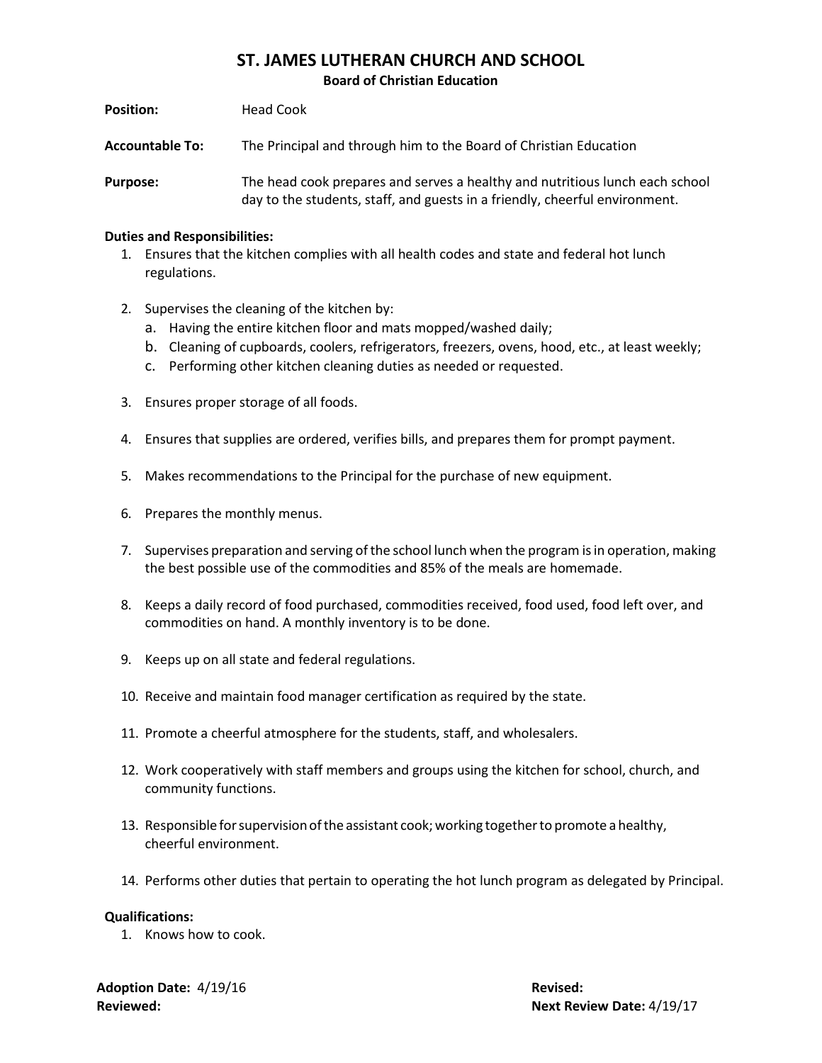# ST. JAMES LUTHERAN CHURCH AND SCHOOL

## Board of Christian Education

**Position:** Head Cook

**Accountable To:** The Principal and through him to the Board of Christian Education

**Purpose:** The head cook prepares and serves a healthy and nutritious lunch each school day to the students, staff, and guests in a friendly, cheerful environment.

**Duties and Responsibilities:**

1. Ensures that the kitchen complies with all health codes and state and federal hot lunch regulations.

2. Supervises the cleaning of the kitchen by:
   a. Having the entire kitchen floor and mats mopped/washed daily;
   b. Cleaning of cupboards, coolers, refrigerators, freezers, ovens, hood, etc., at least weekly;
   c. Performing other kitchen cleaning duties as needed or requested.

3. Ensures proper storage of all foods.

4. Ensures that supplies are ordered, verifies bills, and prepares them for prompt payment.

5. Makes recommendations to the Principal for the purchase of new equipment.

6. Prepares the monthly menus.

7. Supervises preparation and serving of the school lunch when the program is in operation, making the best possible use of the commodities and 85% of the meals are homemade.

8. Keeps a daily record of food purchased, commodities received, food used, food left over, and commodities on hand. A monthly inventory is to be done.

9. Keeps up on all state and federal regulations.

10. Receive and maintain food manager certification as required by the state.

11. Promote a cheerful atmosphere for the students, staff, and wholesalers.

12. Work cooperatively with staff members and groups using the kitchen for school, church, and community functions.

13. Responsible for supervision of the assistant cook; working together to promote a healthy, cheerful environment.

14. Performs other duties that pertain to operating the hot lunch program as delegated by Principal.

**Qualifications:**

1. Knows how to cook.

**Adoption Date:** 4/19/16
**Revised:**
**Reviewed:**
**Next Review Date:** 4/19/17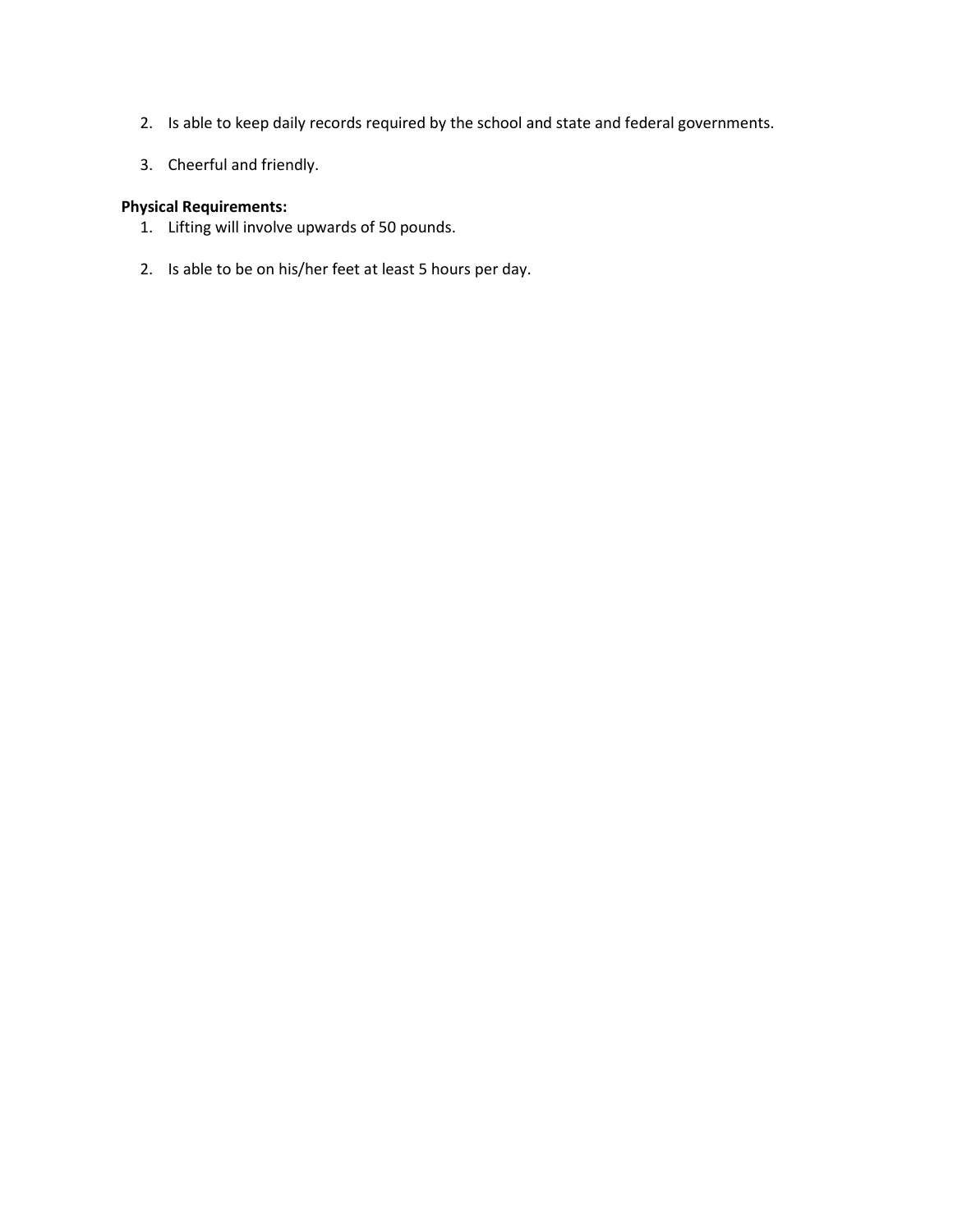2. Is able to keep daily records required by the school and state and federal governments.

3. Cheerful and friendly.

**Physical Requirements:**

1. Lifting will involve upwards of 50 pounds.

2. Is able to be on his/her feet at least 5 hours per day.